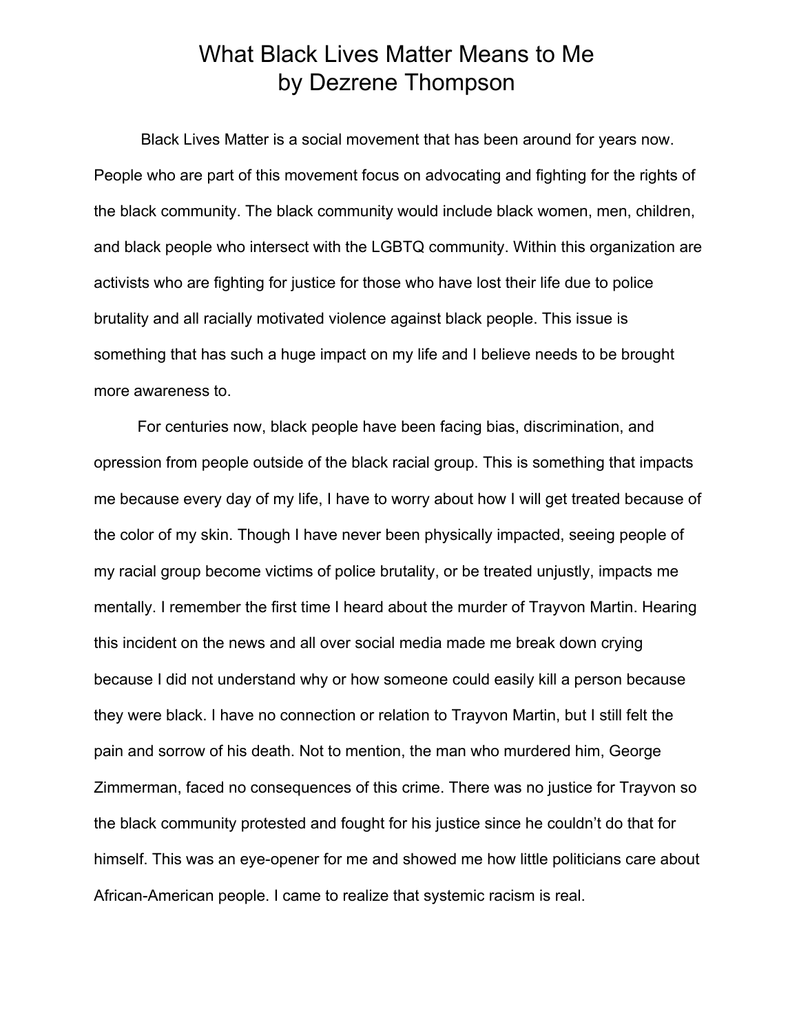# What Black Lives Matter Means to Me
## by Dezrene Thompson

Black Lives Matter is a social movement that has been around for years now. People who are part of this movement focus on advocating and fighting for the rights of the black community. The black community would include black women, men, children, and black people who intersect with the LGBTQ community. Within this organization are activists who are fighting for justice for those who have lost their life due to police brutality and all racially motivated violence against black people. This issue is something that has such a huge impact on my life and I believe needs to be brought more awareness to.

For centuries now, black people have been facing bias, discrimination, and opression from people outside of the black racial group. This is something that impacts me because every day of my life, I have to worry about how I will get treated because of the color of my skin. Though I have never been physically impacted, seeing people of my racial group become victims of police brutality, or be treated unjustly, impacts me mentally. I remember the first time I heard about the murder of Trayvon Martin. Hearing this incident on the news and all over social media made me break down crying because I did not understand why or how someone could easily kill a person because they were black. I have no connection or relation to Trayvon Martin, but I still felt the pain and sorrow of his death. Not to mention, the man who murdered him, George Zimmerman, faced no consequences of this crime. There was no justice for Trayvon so the black community protested and fought for his justice since he couldn't do that for himself. This was an eye-opener for me and showed me how little politicians care about African-American people. I came to realize that systemic racism is real.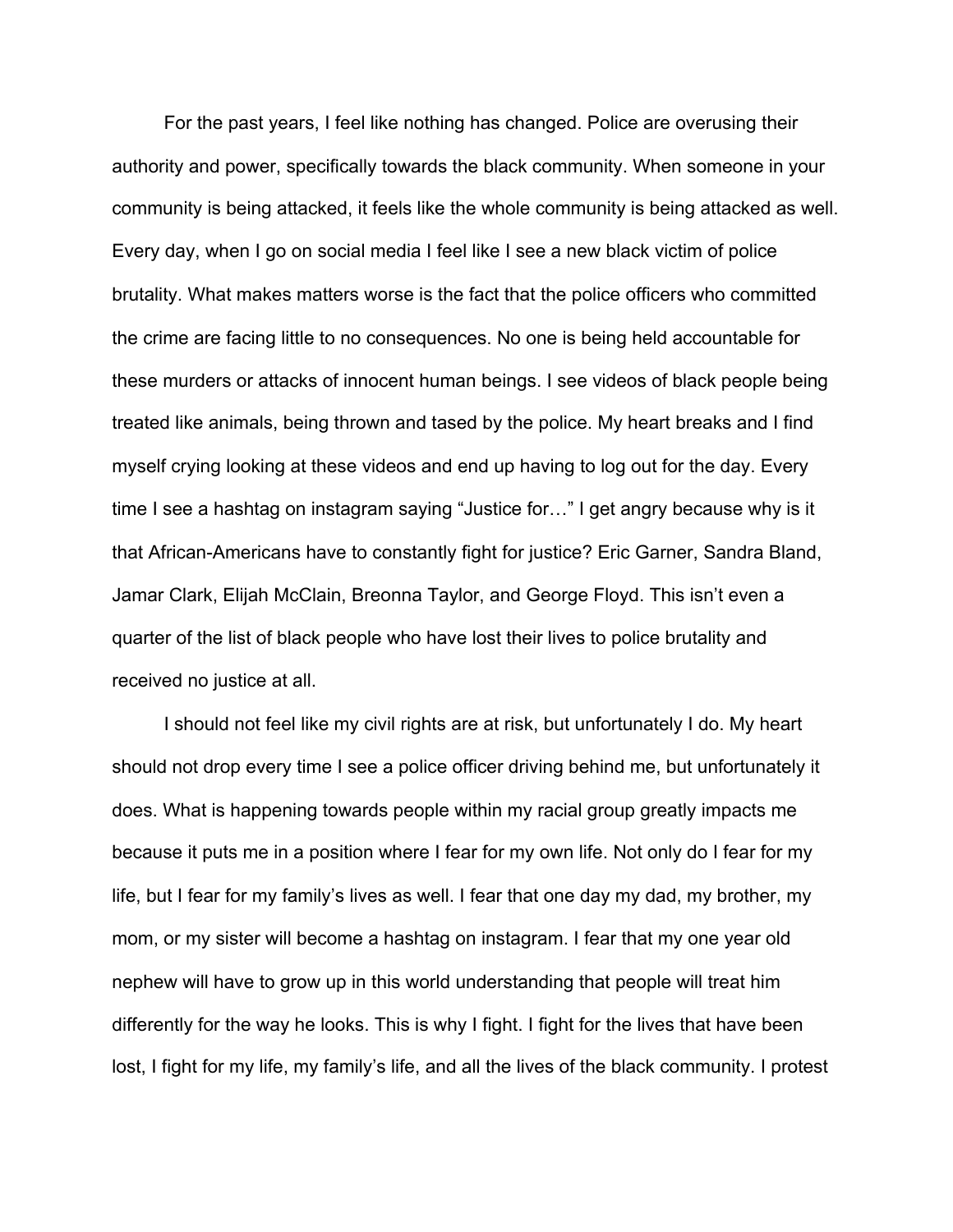For the past years, I feel like nothing has changed. Police are overusing their authority and power, specifically towards the black community. When someone in your community is being attacked, it feels like the whole community is being attacked as well. Every day, when I go on social media I feel like I see a new black victim of police brutality. What makes matters worse is the fact that the police officers who committed the crime are facing little to no consequences. No one is being held accountable for these murders or attacks of innocent human beings. I see videos of black people being treated like animals, being thrown and tased by the police. My heart breaks and I find myself crying looking at these videos and end up having to log out for the day. Every time I see a hashtag on instagram saying "Justice for…" I get angry because why is it that African-Americans have to constantly fight for justice? Eric Garner, Sandra Bland, Jamar Clark, Elijah McClain, Breonna Taylor, and George Floyd. This isn't even a quarter of the list of black people who have lost their lives to police brutality and received no justice at all.

I should not feel like my civil rights are at risk, but unfortunately I do. My heart should not drop every time I see a police officer driving behind me, but unfortunately it does. What is happening towards people within my racial group greatly impacts me because it puts me in a position where I fear for my own life. Not only do I fear for my life, but I fear for my family's lives as well. I fear that one day my dad, my brother, my mom, or my sister will become a hashtag on instagram. I fear that my one year old nephew will have to grow up in this world understanding that people will treat him differently for the way he looks. This is why I fight. I fight for the lives that have been lost, I fight for my life, my family's life, and all the lives of the black community. I protest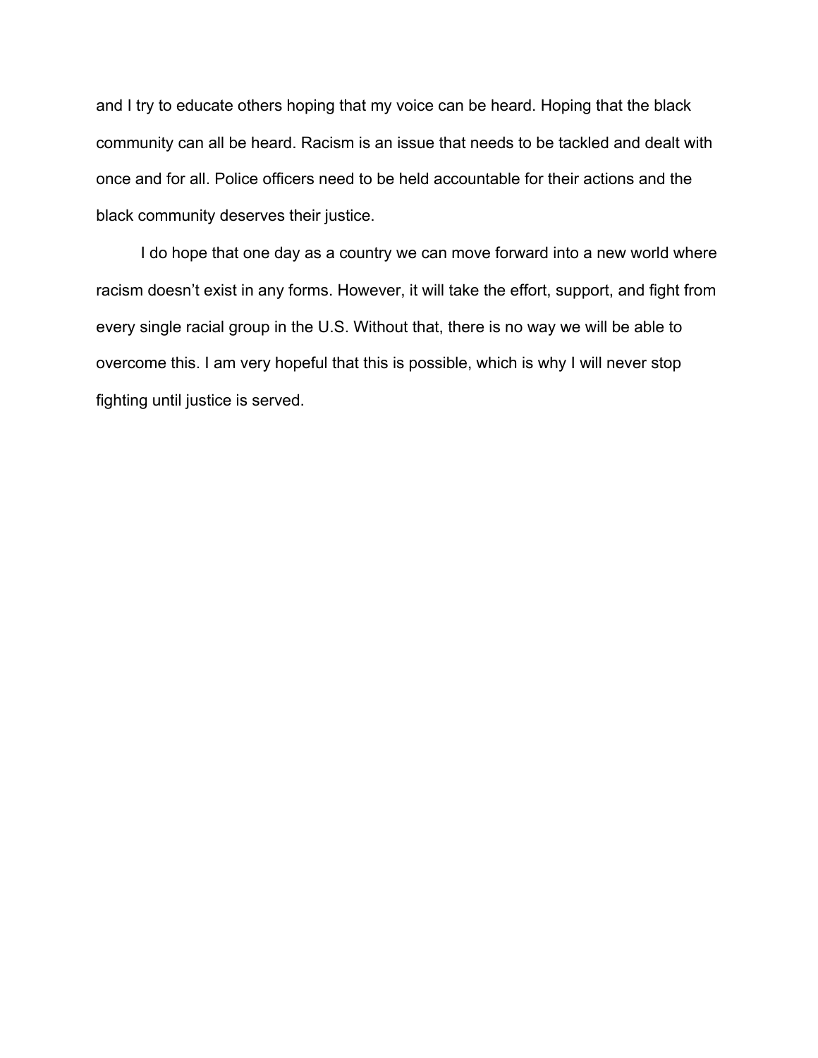and I try to educate others hoping that my voice can be heard. Hoping that the black community can all be heard. Racism is an issue that needs to be tackled and dealt with once and for all. Police officers need to be held accountable for their actions and the black community deserves their justice.

I do hope that one day as a country we can move forward into a new world where racism doesn't exist in any forms. However, it will take the effort, support, and fight from every single racial group in the U.S. Without that, there is no way we will be able to overcome this. I am very hopeful that this is possible, which is why I will never stop fighting until justice is served.